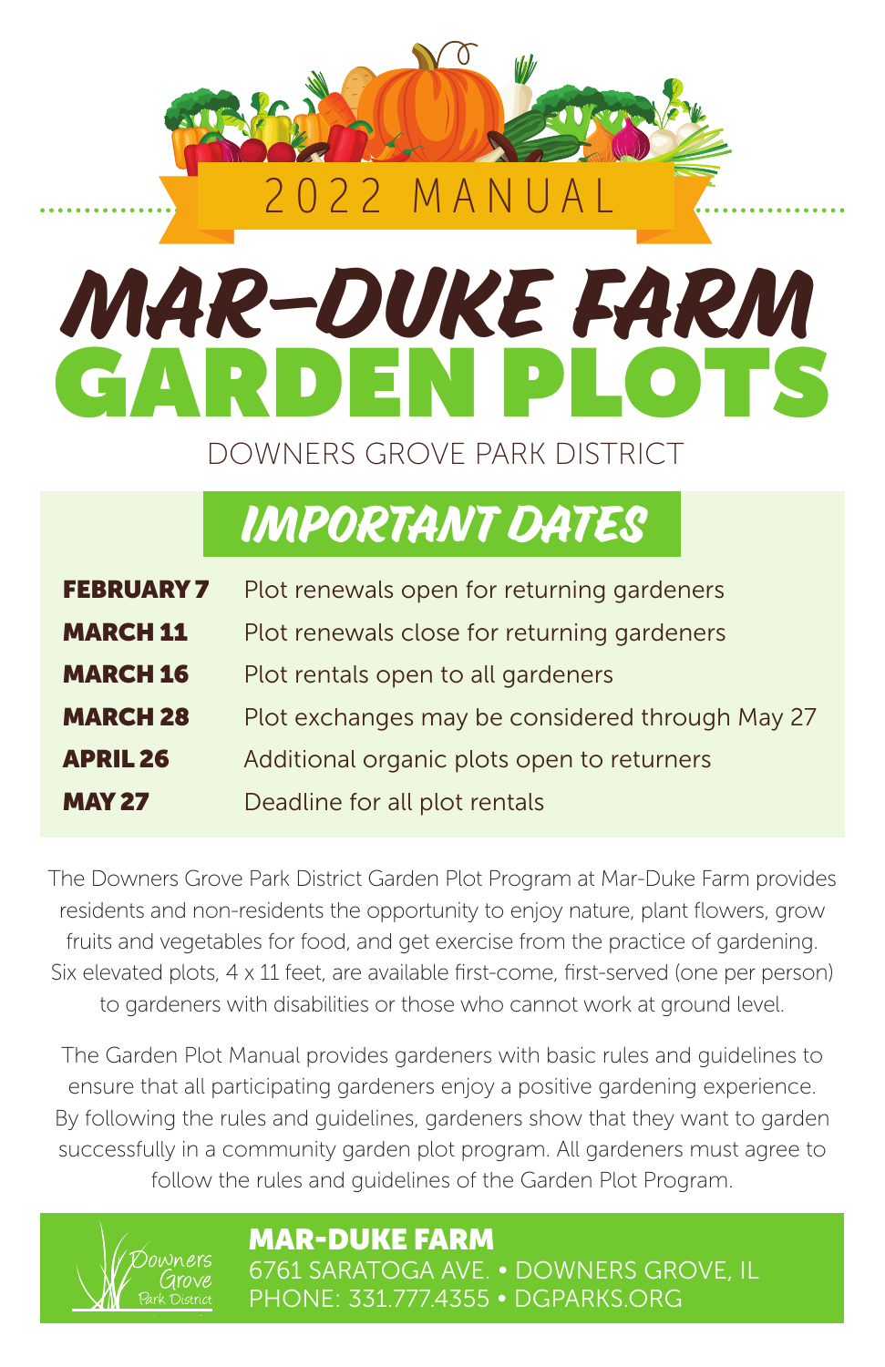## 2022 MANUAL

# MAR-DUKE FARM GARDEN PLOTS

DOWNERS GROVE PARK DISTRICT

## IMPORTANT DATES

| | |
|---|---|
| **FEBRUARY 7** | Plot renewals open for returning gardeners |
| **MARCH 11** | Plot renewals close for returning gardeners |
| **MARCH 16** | Plot rentals open to all gardeners |
| **MARCH 28** | Plot exchanges may be considered through May 27 |
| **APRIL 26** | Additional organic plots open to returners |
| **MAY 27** | Deadline for all plot rentals |

The Downers Grove Park District Garden Plot Program at Mar-Duke Farm provides residents and non-residents the opportunity to enjoy nature, plant flowers, grow fruits and vegetables for food, and get exercise from the practice of gardening. Six elevated plots, 4 x 11 feet, are available first-come, first-served (one per person) to gardeners with disabilities or those who cannot work at ground level.

The Garden Plot Manual provides gardeners with basic rules and guidelines to ensure that all participating gardeners enjoy a positive gardening experience. By following the rules and guidelines, gardeners show that they want to garden successfully in a community garden plot program. All gardeners must agree to follow the rules and guidelines of the Garden Plot Program.

Downers Grove Park District

**MAR-DUKE FARM**
6761 SARATOGA AVE. • DOWNERS GROVE, IL
PHONE: 331.777.4355 • DGPARKS.ORG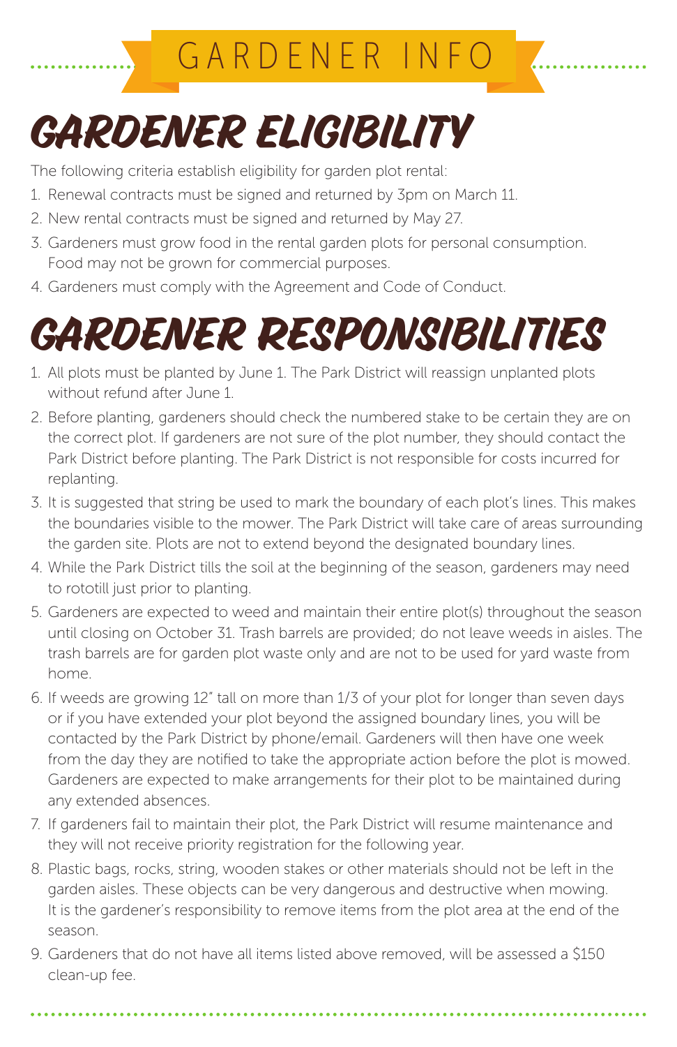# GARDENER INFO

## GARDENER ELIGIBILITY

The following criteria establish eligibility for garden plot rental:

1. Renewal contracts must be signed and returned by 3pm on March 11.
2. New rental contracts must be signed and returned by May 27.
3. Gardeners must grow food in the rental garden plots for personal consumption. Food may not be grown for commercial purposes.
4. Gardeners must comply with the Agreement and Code of Conduct.

## GARDENER RESPONSIBILITIES

1. All plots must be planted by June 1. The Park District will reassign unplanted plots without refund after June 1.
2. Before planting, gardeners should check the numbered stake to be certain they are on the correct plot. If gardeners are not sure of the plot number, they should contact the Park District before planting. The Park District is not responsible for costs incurred for replanting.
3. It is suggested that string be used to mark the boundary of each plot's lines. This makes the boundaries visible to the mower. The Park District will take care of areas surrounding the garden site. Plots are not to extend beyond the designated boundary lines.
4. While the Park District tills the soil at the beginning of the season, gardeners may need to rototill just prior to planting.
5. Gardeners are expected to weed and maintain their entire plot(s) throughout the season until closing on October 31. Trash barrels are provided; do not leave weeds in aisles. The trash barrels are for garden plot waste only and are not to be used for yard waste from home.
6. If weeds are growing 12" tall on more than 1/3 of your plot for longer than seven days or if you have extended your plot beyond the assigned boundary lines, you will be contacted by the Park District by phone/email. Gardeners will then have one week from the day they are notified to take the appropriate action before the plot is mowed. Gardeners are expected to make arrangements for their plot to be maintained during any extended absences.
7. If gardeners fail to maintain their plot, the Park District will resume maintenance and they will not receive priority registration for the following year.
8. Plastic bags, rocks, string, wooden stakes or other materials should not be left in the garden aisles. These objects can be very dangerous and destructive when mowing. It is the gardener's responsibility to remove items from the plot area at the end of the season.
9. Gardeners that do not have all items listed above removed, will be assessed a $150 clean-up fee.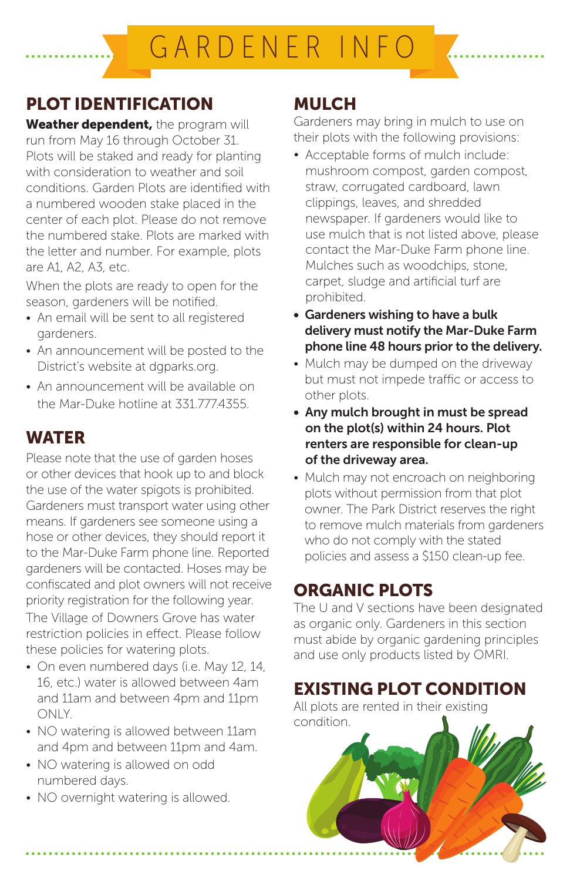# GARDENER INFO

## PLOT IDENTIFICATION

**Weather dependent,** the program will run from May 16 through October 31. Plots will be staked and ready for planting with consideration to weather and soil conditions. Garden Plots are identified with a numbered wooden stake placed in the center of each plot. Please do not remove the numbered stake. Plots are marked with the letter and number. For example, plots are A1, A2, A3, etc.

When the plots are ready to open for the season, gardeners will be notified.

- An email will be sent to all registered gardeners.
- An announcement will be posted to the District's website at dgparks.org.
- An announcement will be available on the Mar-Duke hotline at 331.777.4355.

## WATER

Please note that the use of garden hoses or other devices that hook up to and block the use of the water spigots is prohibited. Gardeners must transport water using other means. If gardeners see someone using a hose or other devices, they should report it to the Mar-Duke Farm phone line. Reported gardeners will be contacted. Hoses may be confiscated and plot owners will not receive priority registration for the following year.

The Village of Downers Grove has water restriction policies in effect. Please follow these policies for watering plots.

- On even numbered days (i.e. May 12, 14, 16, etc.) water is allowed between 4am and 11am and between 4pm and 11pm ONLY.
- NO watering is allowed between 11am and 4pm and between 11pm and 4am.
- NO watering is allowed on odd numbered days.
- NO overnight watering is allowed.

## MULCH

Gardeners may bring in mulch to use on their plots with the following provisions:

- Acceptable forms of mulch include: mushroom compost, garden compost, straw, corrugated cardboard, lawn clippings, leaves, and shredded newspaper. If gardeners would like to use mulch that is not listed above, please contact the Mar-Duke Farm phone line. Mulches such as woodchips, stone, carpet, sludge and artificial turf are prohibited.
- **Gardeners wishing to have a bulk delivery must notify the Mar-Duke Farm phone line 48 hours prior to the delivery.**
- Mulch may be dumped on the driveway but must not impede traffic or access to other plots.
- **Any mulch brought in must be spread on the plot(s) within 24 hours. Plot renters are responsible for clean-up of the driveway area.**
- Mulch may not encroach on neighboring plots without permission from that plot owner. The Park District reserves the right to remove mulch materials from gardeners who do not comply with the stated policies and assess a $150 clean-up fee.

## ORGANIC PLOTS

The U and V sections have been designated as organic only. Gardeners in this section must abide by organic gardening principles and use only products listed by OMRI.

## EXISTING PLOT CONDITION

All plots are rented in their existing condition.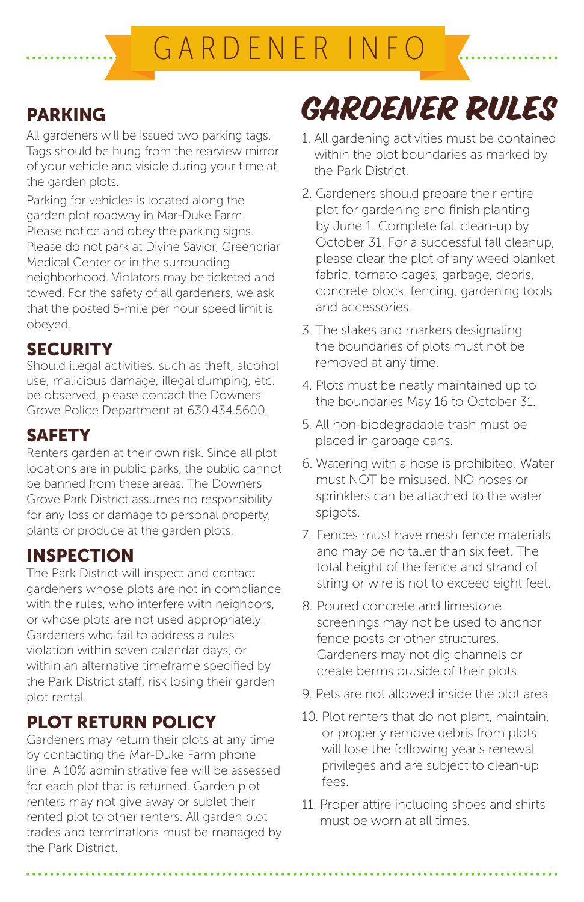# GARDENER INFO

## PARKING

All gardeners will be issued two parking tags. Tags should be hung from the rearview mirror of your vehicle and visible during your time at the garden plots.

Parking for vehicles is located along the garden plot roadway in Mar-Duke Farm. Please notice and obey the parking signs. Please do not park at Divine Savior, Greenbriar Medical Center or in the surrounding neighborhood. Violators may be ticketed and towed. For the safety of all gardeners, we ask that the posted 5-mile per hour speed limit is obeyed.

## SECURITY

Should illegal activities, such as theft, alcohol use, malicious damage, illegal dumping, etc. be observed, please contact the Downers Grove Police Department at 630.434.5600.

## SAFETY

Renters garden at their own risk. Since all plot locations are in public parks, the public cannot be banned from these areas. The Downers Grove Park District assumes no responsibility for any loss or damage to personal property, plants or produce at the garden plots.

## INSPECTION

The Park District will inspect and contact gardeners whose plots are not in compliance with the rules, who interfere with neighbors, or whose plots are not used appropriately. Gardeners who fail to address a rules violation within seven calendar days, or within an alternative timeframe specified by the Park District staff, risk losing their garden plot rental.

## PLOT RETURN POLICY

Gardeners may return their plots at any time by contacting the Mar-Duke Farm phone line. A 10% administrative fee will be assessed for each plot that is returned. Garden plot renters may not give away or sublet their rented plot to other renters. All garden plot trades and terminations must be managed by the Park District.

## GARDENER RULES

1. All gardening activities must be contained within the plot boundaries as marked by the Park District.
2. Gardeners should prepare their entire plot for gardening and finish planting by June 1. Complete fall clean-up by October 31. For a successful fall cleanup, please clear the plot of any weed blanket fabric, tomato cages, garbage, debris, concrete block, fencing, gardening tools and accessories.
3. The stakes and markers designating the boundaries of plots must not be removed at any time.
4. Plots must be neatly maintained up to the boundaries May 16 to October 31.
5. All non-biodegradable trash must be placed in garbage cans.
6. Watering with a hose is prohibited. Water must NOT be misused. NO hoses or sprinklers can be attached to the water spigots.
7. Fences must have mesh fence materials and may be no taller than six feet. The total height of the fence and strand of string or wire is not to exceed eight feet.
8. Poured concrete and limestone screenings may not be used to anchor fence posts or other structures. Gardeners may not dig channels or create berms outside of their plots.
9. Pets are not allowed inside the plot area.
10. Plot renters that do not plant, maintain, or properly remove debris from plots will lose the following year's renewal privileges and are subject to clean-up fees.
11. Proper attire including shoes and shirts must be worn at all times.